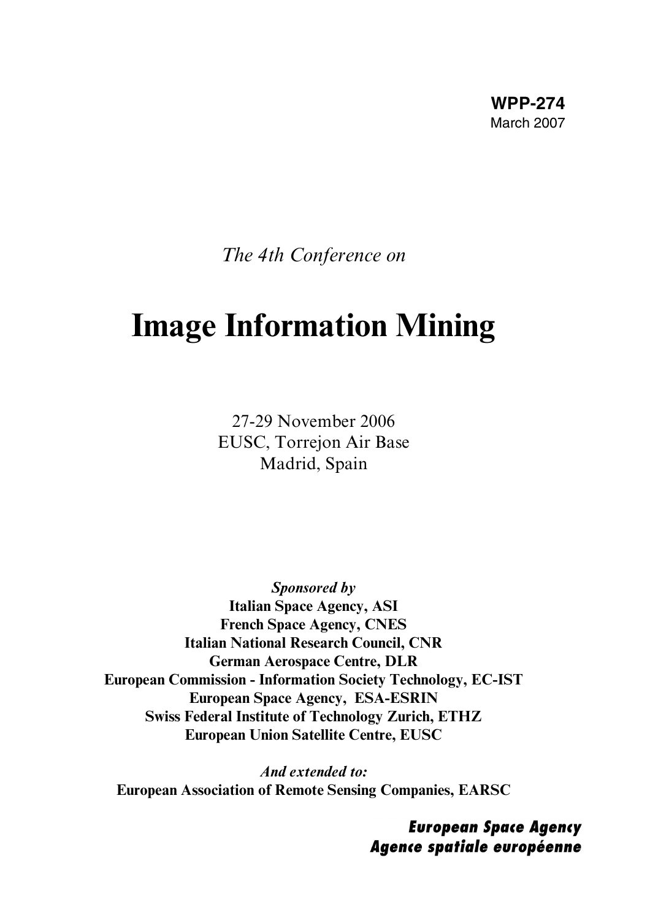**WPP-274**
March 2007

*The 4th Conference on*

# Image Information Mining

27-29 November 2006
EUSC, Torrejon Air Base
Madrid, Spain

***Sponsored by***
**Italian Space Agency, ASI**
**French Space Agency, CNES**
**Italian National Research Council, CNR**
**German Aerospace Centre, DLR**
**European Commission - Information Society Technology, EC-IST**
**European Space Agency, ESA-ESRIN**
**Swiss Federal Institute of Technology Zurich, ETHZ**
**European Union Satellite Centre, EUSC**

***And extended to:***
**European Association of Remote Sensing Companies, EARSC**

***European Space Agency***
***Agence spatiale européenne***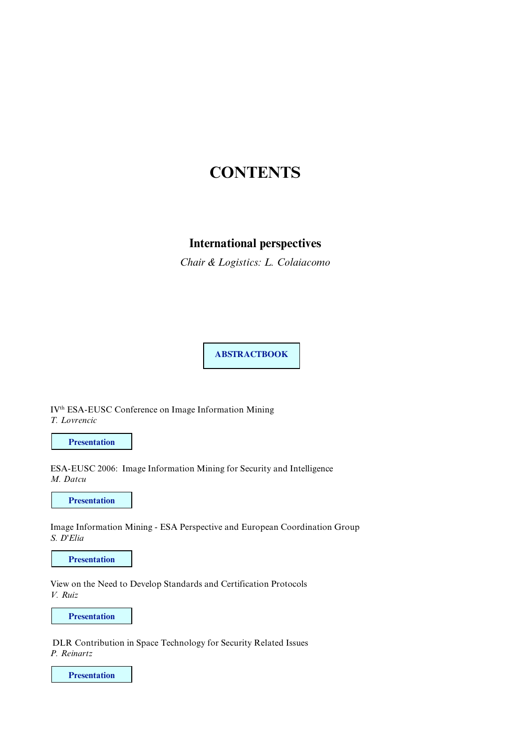# CONTENTS

## International perspectives

*Chair & Logistics: L. Colaiacomo*

**ABSTRACTBOOK**

IV[th] ESA-EUSC Conference on Image Information Mining
*T. Lovrencic*

**Presentation**

ESA-EUSC 2006: Image Information Mining for Security and Intelligence
*M. Datcu*

**Presentation**

Image Information Mining - ESA Perspective and European Coordination Group
*S. D'Elia*

**Presentation**

View on the Need to Develop Standards and Certification Protocols
*V. Ruiz*

**Presentation**

DLR Contribution in Space Technology for Security Related Issues
*P. Reinartz*

**Presentation**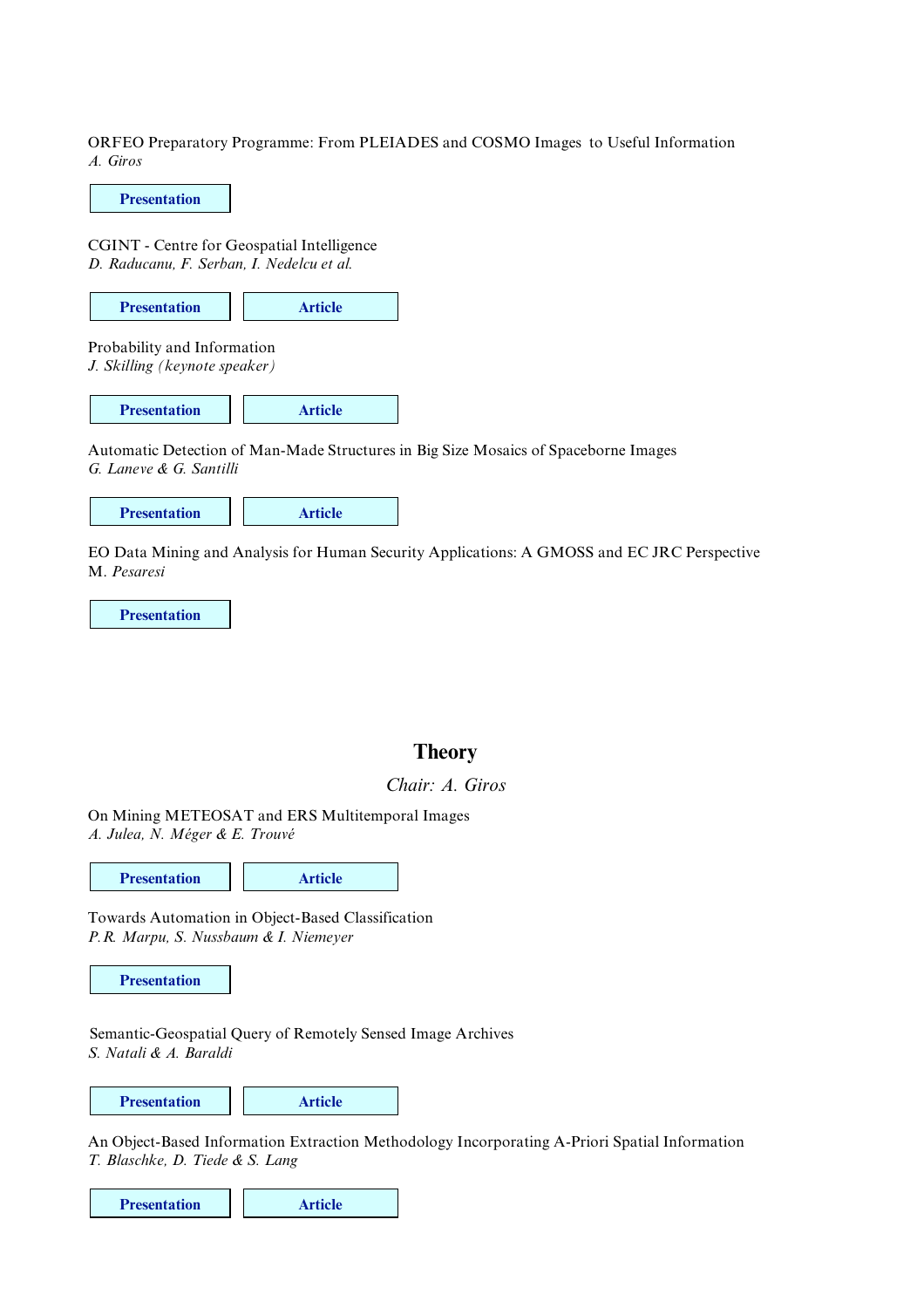ORFEO Preparatory Programme: From PLEIADES and COSMO Images to Useful Information
*A. Giros*

**Presentation**

CGINT - Centre for Geospatial Intelligence
*D. Raducanu, F. Serban, I. Nedelcu et al.*

**Presentation** **Article**

Probability and Information
*J. Skilling (keynote speaker)*

**Presentation** **Article**

Automatic Detection of Man-Made Structures in Big Size Mosaics of Spaceborne Images
*G. Laneve & G. Santilli*

**Presentation** **Article**

EO Data Mining and Analysis for Human Security Applications: A GMOSS and EC JRC Perspective
M. *Pesaresi*

**Presentation**

## Theory

*Chair: A. Giros*

On Mining METEOSAT and ERS Multitemporal Images
*A. Julea, N. Méger & E. Trouvé*

**Presentation** **Article**

Towards Automation in Object-Based Classification
*P.R. Marpu, S. Nussbaum & I. Niemeyer*

**Presentation**

Semantic-Geospatial Query of Remotely Sensed Image Archives
*S. Natali & A. Baraldi*

**Presentation** **Article**

An Object-Based Information Extraction Methodology Incorporating A-Priori Spatial Information
*T. Blaschke, D. Tiede & S. Lang*

**Presentation** **Article**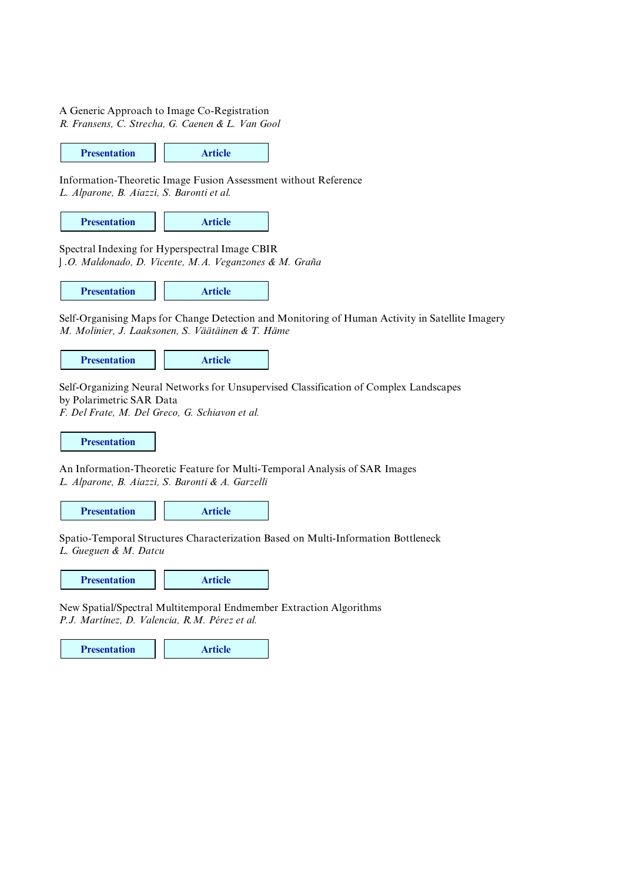A Generic Approach to Image Co-Registration
*R. Fransens, C. Strecha, G. Caenen & L. Van Gool*

**Presentation** **Article**

Information-Theoretic Image Fusion Assessment without Reference
*L. Alparone, B. Aiazzi, S. Baronti et al.*

**Presentation** **Article**

Spectral Indexing for Hyperspectral Image CBIR
*J.O. Maldonado, D. Vicente, M.A. Veganzones & M. Graña*

**Presentation** **Article**

Self-Organising Maps for Change Detection and Monitoring of Human Activity in Satellite Imagery
*M. Molinier, J. Laaksonen, S. Väätäinen & T. Häme*

**Presentation** **Article**

Self-Organizing Neural Networks for Unsupervised Classification of Complex Landscapes by Polarimetric SAR Data
*F. Del Frate, M. Del Greco, G. Schiavon et al.*

**Presentation**

An Information-Theoretic Feature for Multi-Temporal Analysis of SAR Images
*L. Alparone, B. Aiazzi, S. Baronti & A. Garzelli*

**Presentation** **Article**

Spatio-Temporal Structures Characterization Based on Multi-Information Bottleneck
*L. Gueguen & M. Datcu*

**Presentation** **Article**

New Spatial/Spectral Multitemporal Endmember Extraction Algorithms
*P.J. Martínez, D. Valencia, R.M. Pérez et al.*

**Presentation** **Article**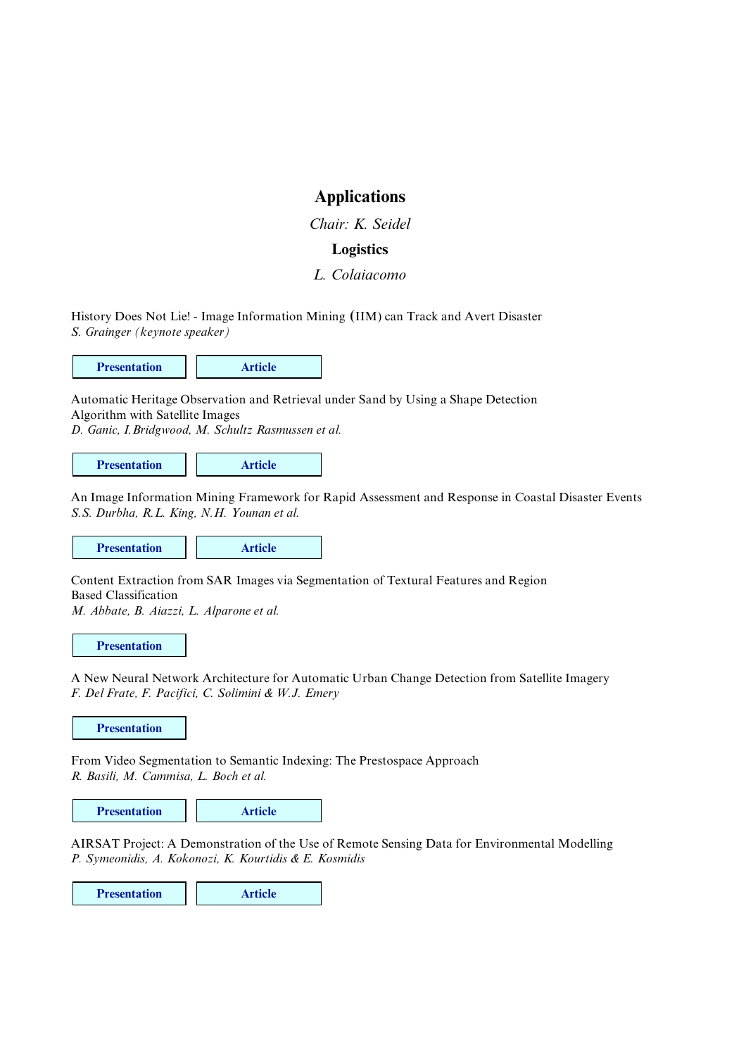## Applications

*Chair: K. Seidel*

**Logistics**

*L. Colaiacomo*

History Does Not Lie! - Image Information Mining (IIM) can Track and Avert Disaster
*S. Grainger (keynote speaker)*

**Presentation** **Article**

Automatic Heritage Observation and Retrieval under Sand by Using a Shape Detection Algorithm with Satellite Images
*D. Ganic, I. Bridgwood, M. Schultz Rasmussen et al.*

**Presentation** **Article**

An Image Information Mining Framework for Rapid Assessment and Response in Coastal Disaster Events
*S.S. Durbha, R.L. King, N.H. Younan et al.*

**Presentation** **Article**

Content Extraction from SAR Images via Segmentation of Textural Features and Region Based Classification
*M. Abbate, B. Aiazzi, L. Alparone et al.*

**Presentation**

A New Neural Network Architecture for Automatic Urban Change Detection from Satellite Imagery
*F. Del Frate, F. Pacifici, C. Solimini & W.J. Emery*

**Presentation**

From Video Segmentation to Semantic Indexing: The Prestospace Approach
*R. Basili, M. Cammisa, L. Boch et al.*

**Presentation** **Article**

AIRSAT Project: A Demonstration of the Use of Remote Sensing Data for Environmental Modelling
*P. Symeonidis, A. Kokonozi, K. Kourtidis & E. Kosmidis*

**Presentation** **Article**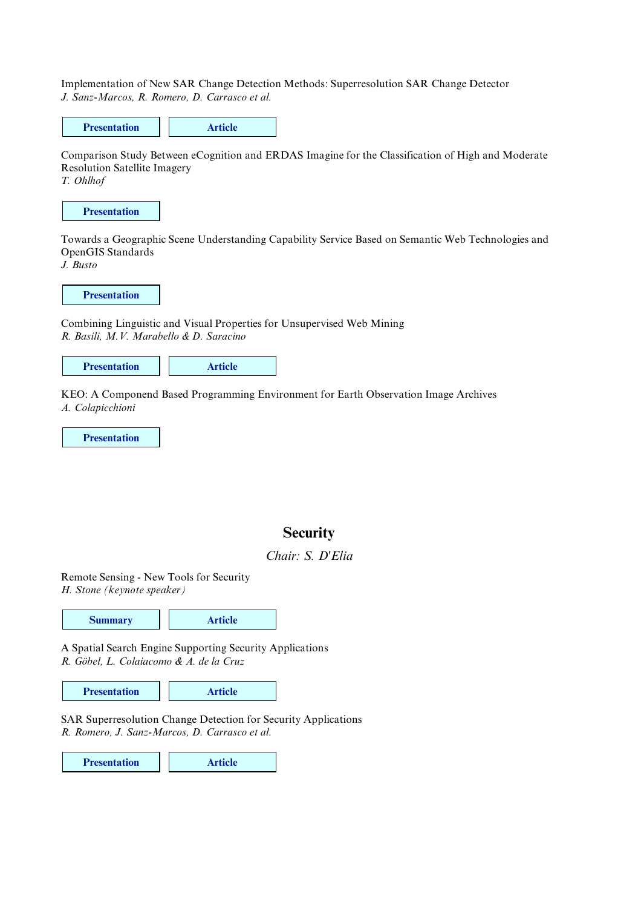Implementation of New SAR Change Detection Methods: Superresolution SAR Change Detector
*J. Sanz-Marcos, R. Romero, D. Carrasco et al.*

**Presentation** **Article**

Comparison Study Between eCognition and ERDAS Imagine for the Classification of High and Moderate Resolution Satellite Imagery
*T. Ohlhof*

**Presentation**

Towards a Geographic Scene Understanding Capability Service Based on Semantic Web Technologies and OpenGIS Standards
*J. Busto*

**Presentation**

Combining Linguistic and Visual Properties for Unsupervised Web Mining
*R. Basili, M.V. Marabello & D. Saracino*

**Presentation** **Article**

KEO: A Componend Based Programming Environment for Earth Observation Image Archives
*A. Colapicchioni*

**Presentation**

## Security

*Chair: S. D'Elia*

Remote Sensing - New Tools for Security
*H. Stone (keynote speaker)*

**Summary** **Article**

A Spatial Search Engine Supporting Security Applications
*R. Göbel, L. Colaiacomo & A. de la Cruz*

**Presentation** **Article**

SAR Superresolution Change Detection for Security Applications
*R. Romero, J. Sanz-Marcos, D. Carrasco et al.*

**Presentation** **Article**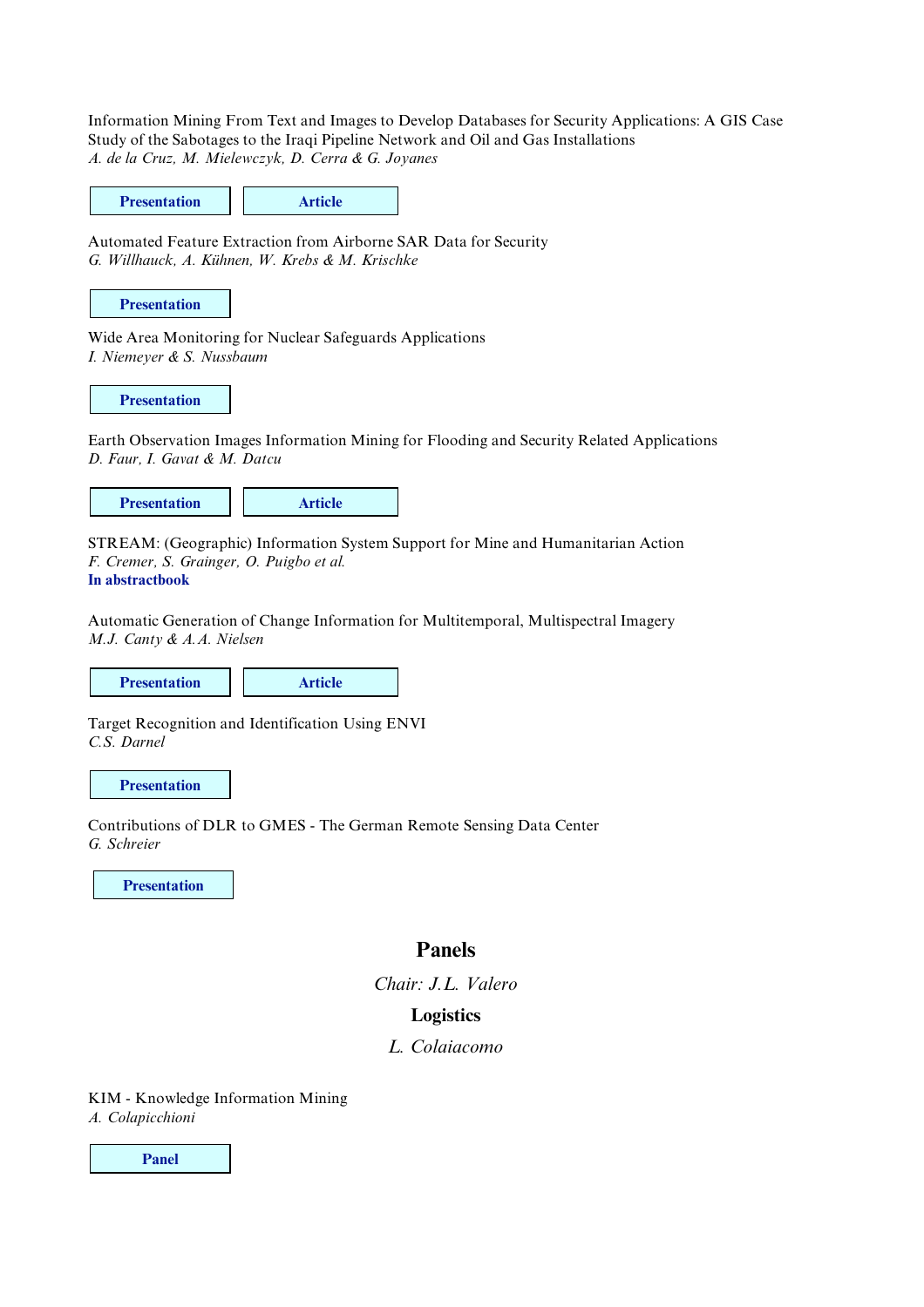Information Mining From Text and Images to Develop Databases for Security Applications: A GIS Case Study of the Sabotages to the Iraqi Pipeline Network and Oil and Gas Installations
*A. de la Cruz, M. Mielewczyk, D. Cerra & G. Joyanes*

**Presentation** **Article**

Automated Feature Extraction from Airborne SAR Data for Security
*G. Willhauck, A. Kühnen, W. Krebs & M. Krischke*

**Presentation**

Wide Area Monitoring for Nuclear Safeguards Applications
*I. Niemeyer & S. Nussbaum*

**Presentation**

Earth Observation Images Information Mining for Flooding and Security Related Applications
*D. Faur, I. Gavat & M. Datcu*

**Presentation** **Article**

STREAM: (Geographic) Information System Support for Mine and Humanitarian Action
*F. Cremer, S. Grainger, O. Puigbo et al.*
**In abstractbook**

Automatic Generation of Change Information for Multitemporal, Multispectral Imagery
*M.J. Canty & A.A. Nielsen*

**Presentation** **Article**

Target Recognition and Identification Using ENVI
*C.S. Darnel*

**Presentation**

Contributions of DLR to GMES - The German Remote Sensing Data Center
*G. Schreier*

**Presentation**

## Panels

*Chair: J.L. Valero*

**Logistics**

*L. Colaiacomo*

KIM - Knowledge Information Mining
*A. Colapicchioni*

**Panel**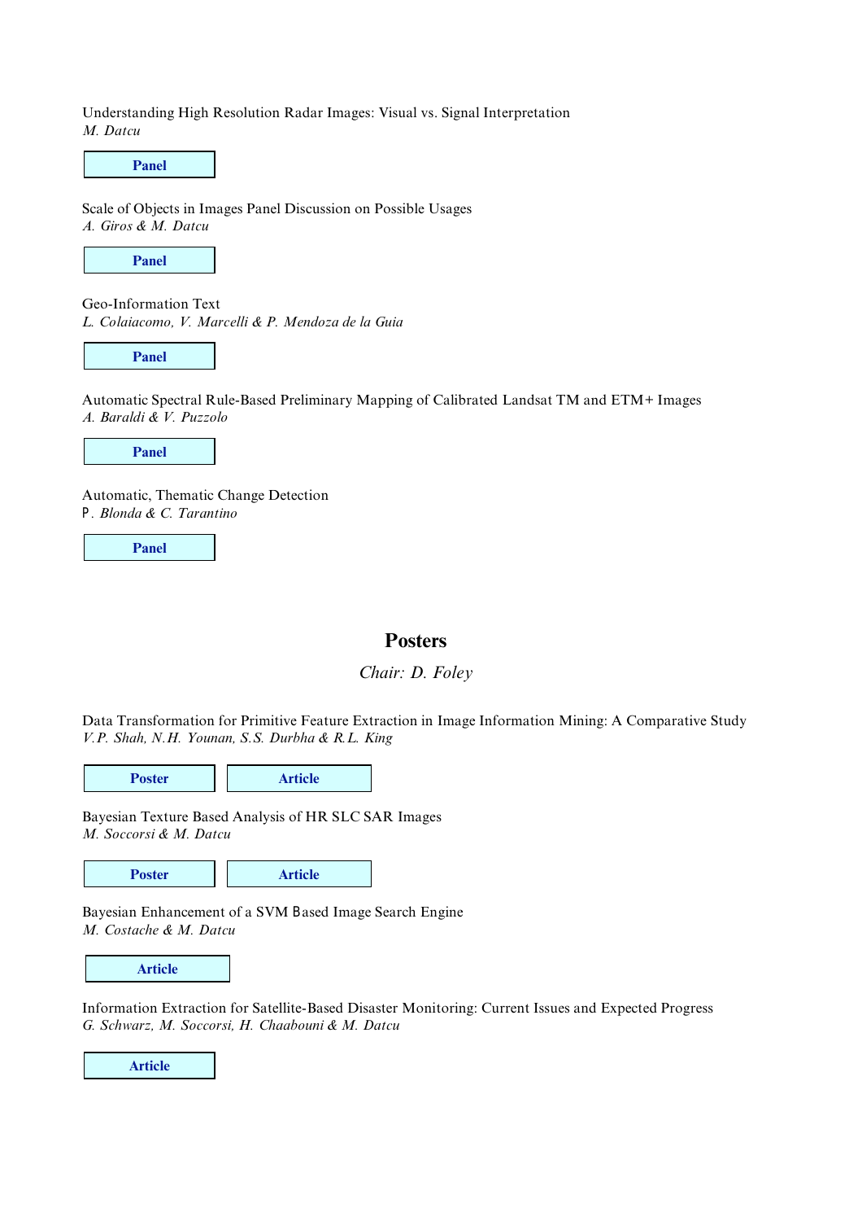Understanding High Resolution Radar Images: Visual vs. Signal Interpretation
*M. Datcu*

**Panel**

Scale of Objects in Images Panel Discussion on Possible Usages
*A. Giros & M. Datcu*

**Panel**

Geo-Information Text
*L. Colaiacomo, V. Marcelli & P. Mendoza de la Guia*

**Panel**

Automatic Spectral Rule-Based Preliminary Mapping of Calibrated Landsat TM and ETM+ Images
*A. Baraldi & V. Puzzolo*

**Panel**

Automatic, Thematic Change Detection
*P. Blonda & C. Tarantino*

**Panel**

## Posters

*Chair: D. Foley*

Data Transformation for Primitive Feature Extraction in Image Information Mining: A Comparative Study
*V.P. Shah, N.H. Younan, S.S. Durbha & R.L. King*

**Poster** **Article**

Bayesian Texture Based Analysis of HR SLC SAR Images
*M. Soccorsi & M. Datcu*

**Poster** **Article**

Bayesian Enhancement of a SVM Based Image Search Engine
*M. Costache & M. Datcu*

**Article**

Information Extraction for Satellite-Based Disaster Monitoring: Current Issues and Expected Progress
*G. Schwarz, M. Soccorsi, H. Chaabouni & M. Datcu*

**Article**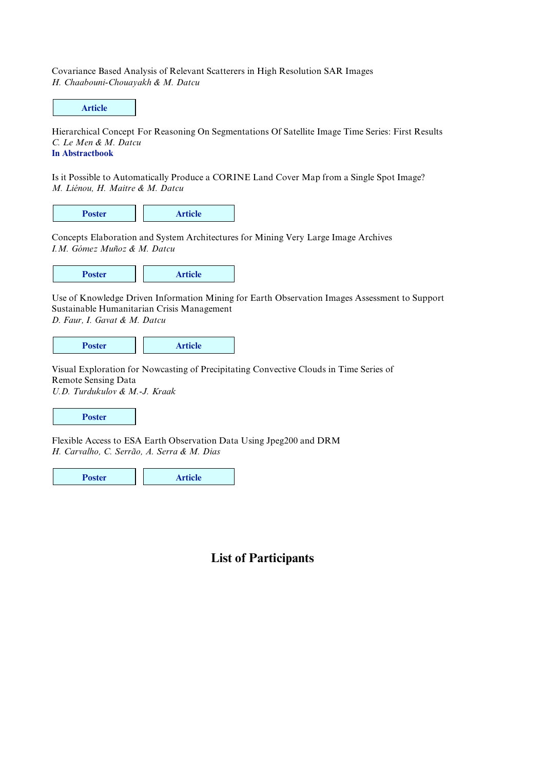Covariance Based Analysis of Relevant Scatterers in High Resolution SAR Images
*H. Chaabouni-Chouayakh & M. Datcu*

**Article**

Hierarchical Concept For Reasoning On Segmentations Of Satellite Image Time Series: First Results
*C. Le Men & M. Datcu*
**In Abstractbook**

Is it Possible to Automatically Produce a CORINE Land Cover Map from a Single Spot Image?
*M. Liénou, H. Maitre & M. Datcu*

**Poster** **Article**

Concepts Elaboration and System Architectures for Mining Very Large Image Archives
*I.M. Gómez Muñoz & M. Datcu*

**Poster** **Article**

Use of Knowledge Driven Information Mining for Earth Observation Images Assessment to Support Sustainable Humanitarian Crisis Management
*D. Faur, I. Gavat & M. Datcu*

**Poster** **Article**

Visual Exploration for Nowcasting of Precipitating Convective Clouds in Time Series of Remote Sensing Data
*U.D. Turdukulov & M.-J. Kraak*

**Poster**

Flexible Access to ESA Earth Observation Data Using Jpeg200 and DRM
*H. Carvalho, C. Serrão, A. Serra & M. Dias*

**Poster** **Article**

## List of Participants